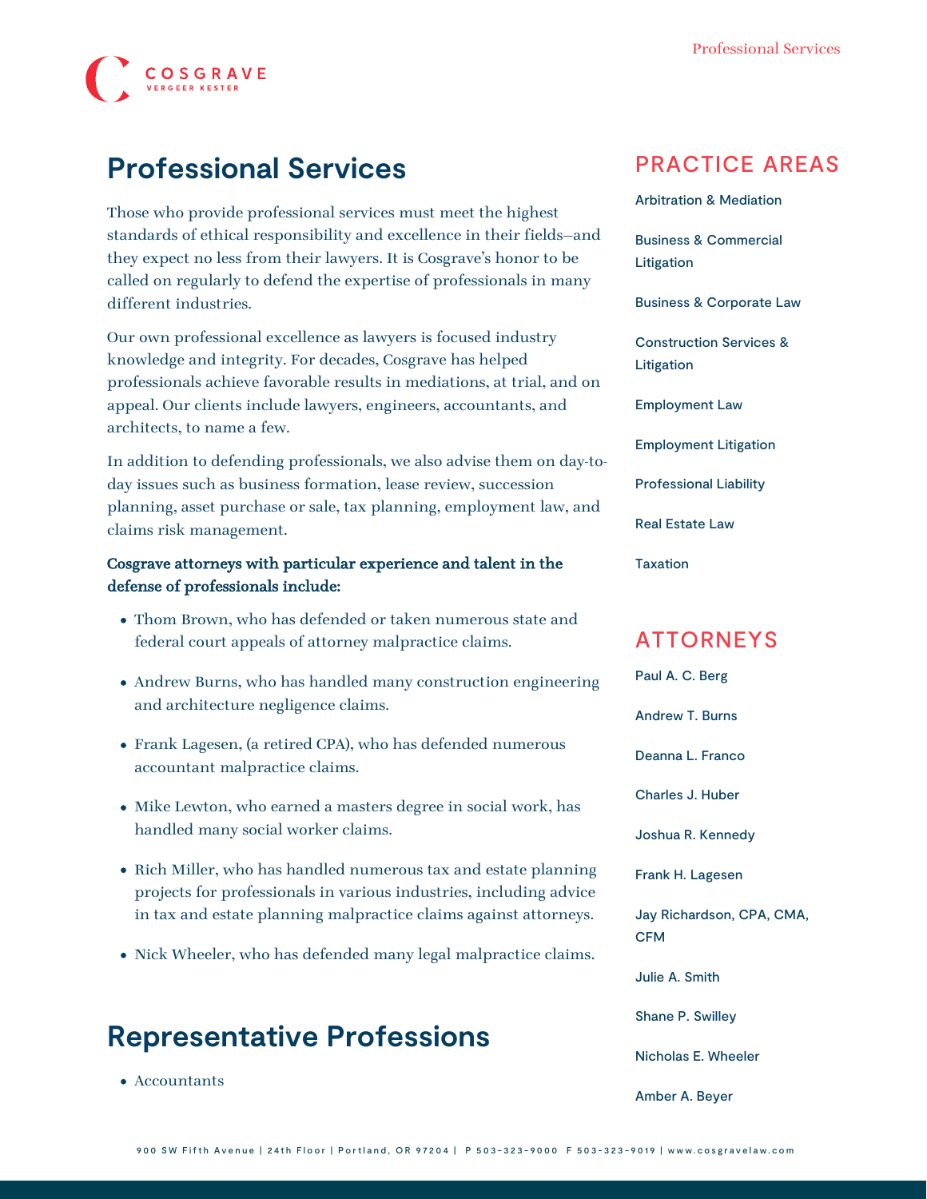# Professional Services

Those who provide professional services must meet the highest standards of ethical responsibility and excellence in their fields—and they expect no less from their lawyers. It is Cosgrave's honor to be called on regularly to defend the expertise of professionals in many different industries.

Our own professional excellence as lawyers is focused industry knowledge and integrity. For decades, Cosgrave has helped professionals achieve favorable results in mediations, at trial, and on appeal. Our clients include lawyers, engineers, accountants, and architects, to name a few.

In addition to defending professionals, we also advise them on day-to-day issues such as business formation, lease review, succession planning, asset purchase or sale, tax planning, employment law, and claims risk management.

**Cosgrave attorneys with particular experience and talent in the defense of professionals include:**

- Thom Brown, who has defended or taken numerous state and federal court appeals of attorney malpractice claims.
- Andrew Burns, who has handled many construction engineering and architecture negligence claims.
- Frank Lagesen, (a retired CPA), who has defended numerous accountant malpractice claims.
- Mike Lewton, who earned a masters degree in social work, has handled many social worker claims.
- Rich Miller, who has handled numerous tax and estate planning projects for professionals in various industries, including advice in tax and estate planning malpractice claims against attorneys.
- Nick Wheeler, who has defended many legal malpractice claims.

## Representative Professions

- Accountants

## PRACTICE AREAS

- Arbitration & Mediation
- Business & Commercial Litigation
- Business & Corporate Law
- Construction Services & Litigation
- Employment Law
- Employment Litigation
- Professional Liability
- Real Estate Law
- Taxation

## ATTORNEYS

- Paul A. C. Berg
- Andrew T. Burns
- Deanna L. Franco
- Charles J. Huber
- Joshua R. Kennedy
- Frank H. Lagesen
- Jay Richardson, CPA, CMA, CFM
- Julie A. Smith
- Shane P. Swilley
- Nicholas E. Wheeler
- Amber A. Beyer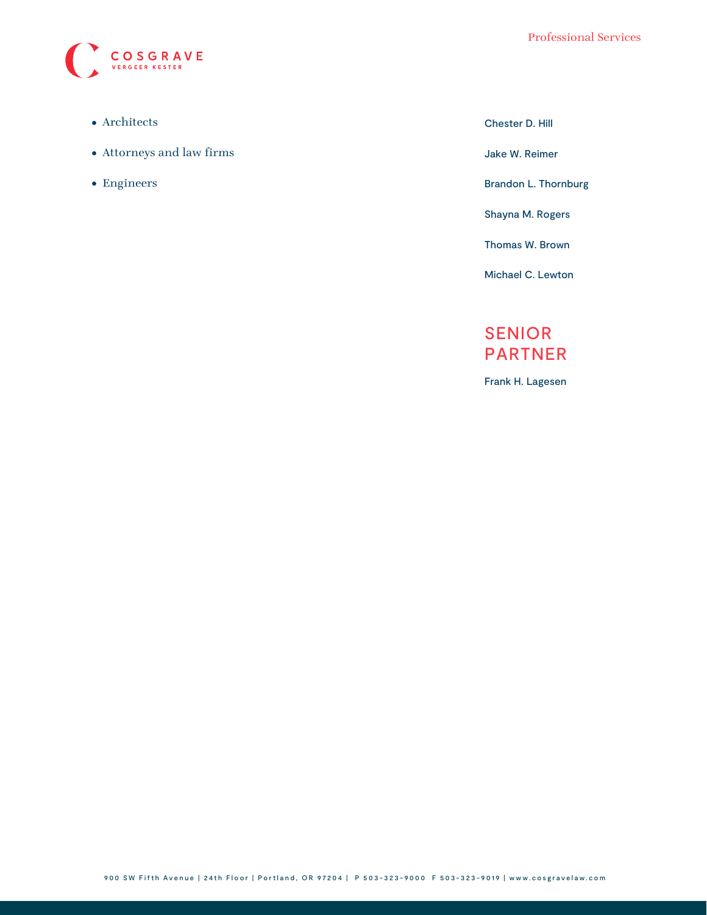- Architects
- Attorneys and law firms
- Engineers

Chester D. Hill

Jake W. Reimer

Brandon L. Thornburg

Shayna M. Rogers

Thomas W. Brown

Michael C. Lewton

## SENIOR PARTNER

Frank H. Lagesen